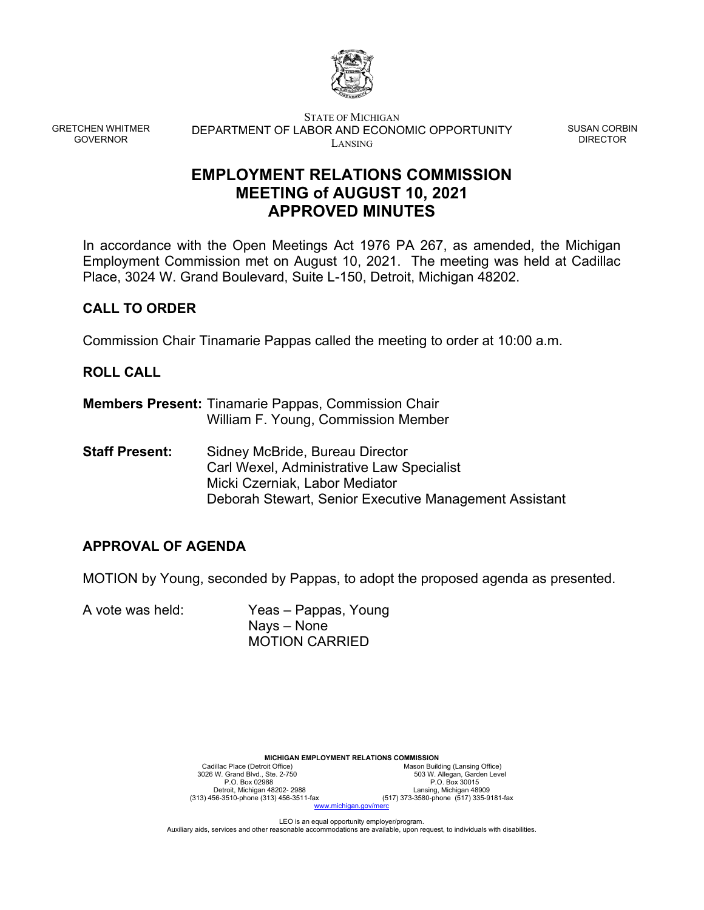GRETCHEN WHITMER
GOVERNOR

STATE OF MICHIGAN
DEPARTMENT OF LABOR AND ECONOMIC OPPORTUNITY
LANSING

SUSAN CORBIN
DIRECTOR

# EMPLOYMENT RELATIONS COMMISSION
# MEETING of AUGUST 10, 2021
# APPROVED MINUTES

In accordance with the Open Meetings Act 1976 PA 267, as amended, the Michigan Employment Commission met on August 10, 2021. The meeting was held at Cadillac Place, 3024 W. Grand Boulevard, Suite L-150, Detroit, Michigan 48202.

## CALL TO ORDER

Commission Chair Tinamarie Pappas called the meeting to order at 10:00 a.m.

## ROLL CALL

**Members Present:** Tinamarie Pappas, Commission Chair
William F. Young, Commission Member

**Staff Present:** Sidney McBride, Bureau Director
Carl Wexel, Administrative Law Specialist
Micki Czerniak, Labor Mediator
Deborah Stewart, Senior Executive Management Assistant

## APPROVAL OF AGENDA

MOTION by Young, seconded by Pappas, to adopt the proposed agenda as presented.

A vote was held: Yeas – Pappas, Young
Nays – None
MOTION CARRIED

**MICHIGAN EMPLOYMENT RELATIONS COMMISSION**

Cadillac Place (Detroit Office)
3026 W. Grand Blvd., Ste. 2-750
P.O. Box 02988
Detroit, Michigan 48202- 2988
(313) 456-3510-phone (313) 456-3511-fax

Mason Building (Lansing Office)
503 W. Allegan, Garden Level
P.O. Box 30015
Lansing, Michigan 48909
(517) 373-3580-phone (517) 335-9181-fax

www.michigan.gov/merc

LEO is an equal opportunity employer/program.
Auxiliary aids, services and other reasonable accommodations are available, upon request, to individuals with disabilities.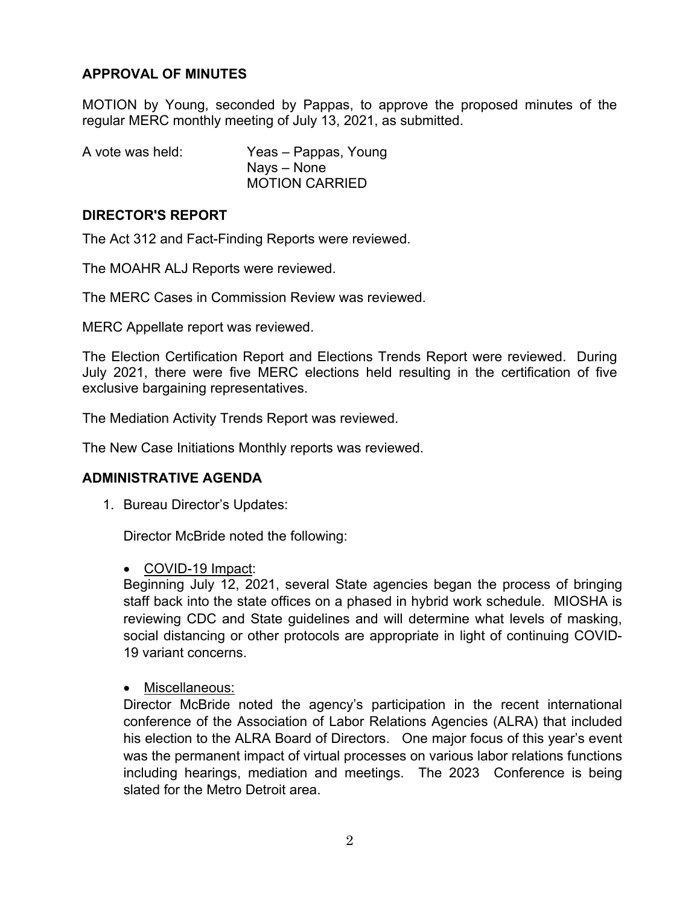## APPROVAL OF MINUTES

MOTION by Young, seconded by Pappas, to approve the proposed minutes of the regular MERC monthly meeting of July 13, 2021, as submitted.

A vote was held: Yeas – Pappas, Young
Nays – None
MOTION CARRIED

## DIRECTOR'S REPORT

The Act 312 and Fact-Finding Reports were reviewed.

The MOAHR ALJ Reports were reviewed.

The MERC Cases in Commission Review was reviewed.

MERC Appellate report was reviewed.

The Election Certification Report and Elections Trends Report were reviewed. During July 2021, there were five MERC elections held resulting in the certification of five exclusive bargaining representatives.

The Mediation Activity Trends Report was reviewed.

The New Case Initiations Monthly reports was reviewed.

## ADMINISTRATIVE AGENDA

1. Bureau Director's Updates:

   Director McBride noted the following:

   - COVID-19 Impact:
     Beginning July 12, 2021, several State agencies began the process of bringing staff back into the state offices on a phased in hybrid work schedule. MIOSHA is reviewing CDC and State guidelines and will determine what levels of masking, social distancing or other protocols are appropriate in light of continuing COVID-19 variant concerns.

   - Miscellaneous:
     Director McBride noted the agency's participation in the recent international conference of the Association of Labor Relations Agencies (ALRA) that included his election to the ALRA Board of Directors. One major focus of this year's event was the permanent impact of virtual processes on various labor relations functions including hearings, mediation and meetings. The 2023 Conference is being slated for the Metro Detroit area.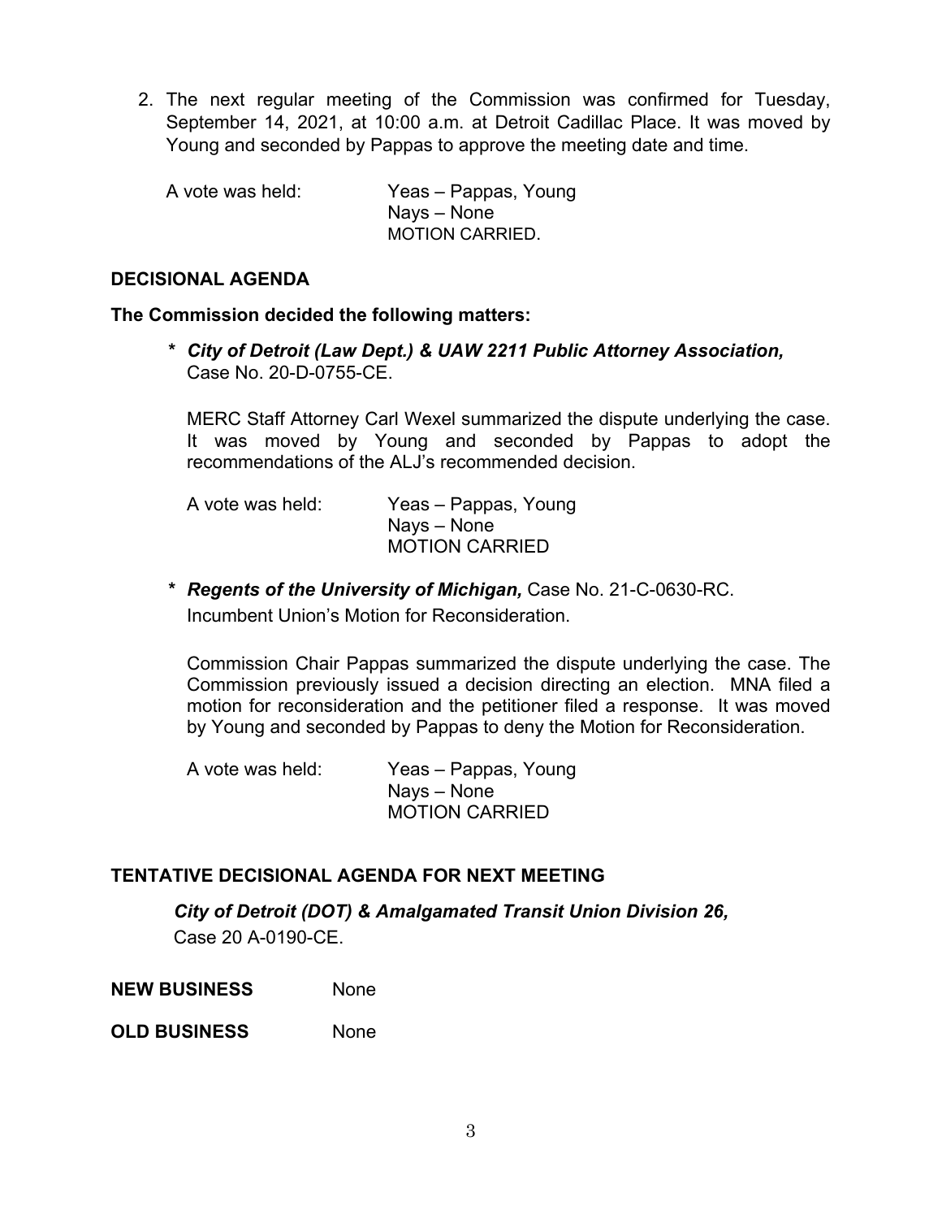2. The next regular meeting of the Commission was confirmed for Tuesday, September 14, 2021, at 10:00 a.m. at Detroit Cadillac Place. It was moved by Young and seconded by Pappas to approve the meeting date and time.

   A vote was held: Yeas – Pappas, Young
   Nays – None
   MOTION CARRIED.

**DECISIONAL AGENDA**

**The Commission decided the following matters:**

* ***City of Detroit (Law Dept.) & UAW 2211 Public Attorney Association,*** Case No. 20-D-0755-CE.

  MERC Staff Attorney Carl Wexel summarized the dispute underlying the case. It was moved by Young and seconded by Pappas to adopt the recommendations of the ALJ's recommended decision.

  A vote was held: Yeas – Pappas, Young
  Nays – None
  MOTION CARRIED

* ***Regents of the University of Michigan,*** Case No. 21-C-0630-RC.
  Incumbent Union's Motion for Reconsideration.

  Commission Chair Pappas summarized the dispute underlying the case. The Commission previously issued a decision directing an election. MNA filed a motion for reconsideration and the petitioner filed a response. It was moved by Young and seconded by Pappas to deny the Motion for Reconsideration.

  A vote was held: Yeas – Pappas, Young
  Nays – None
  MOTION CARRIED

**TENTATIVE DECISIONAL AGENDA FOR NEXT MEETING**

***City of Detroit (DOT) & Amalgamated Transit Union Division 26,***
Case 20 A-0190-CE.

**NEW BUSINESS** None

**OLD BUSINESS** None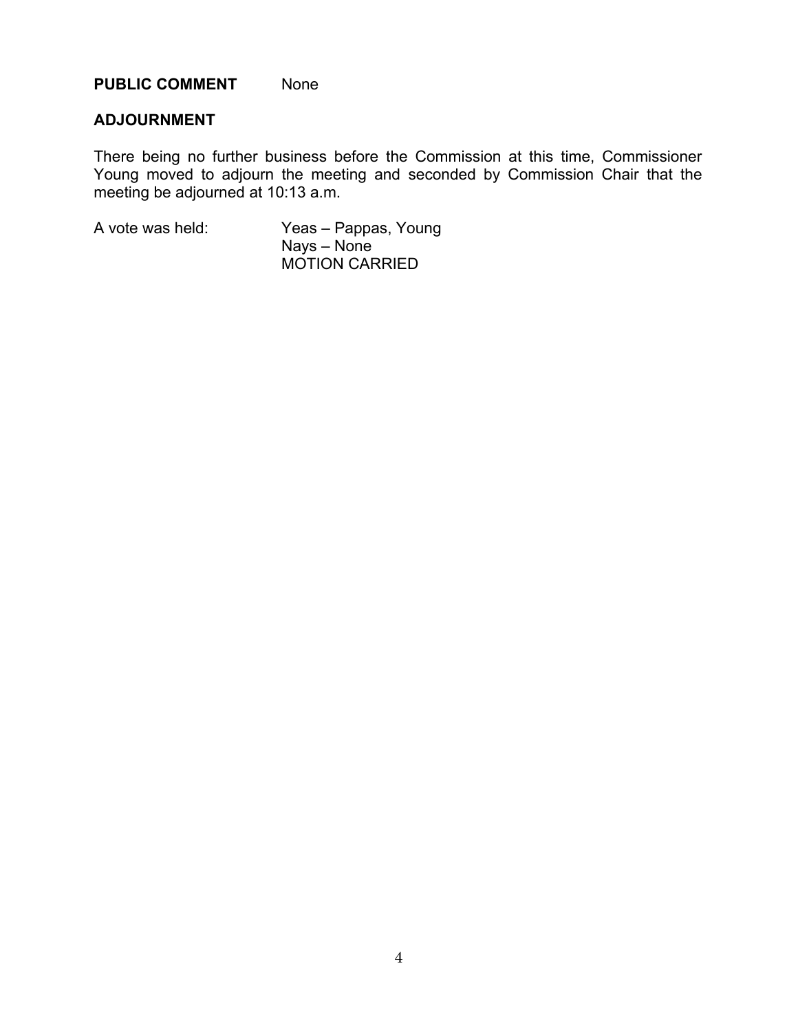**PUBLIC COMMENT** None

**ADJOURNMENT**

There being no further business before the Commission at this time, Commissioner Young moved to adjourn the meeting and seconded by Commission Chair that the meeting be adjourned at 10:13 a.m.

A vote was held: Yeas – Pappas, Young
Nays – None
MOTION CARRIED